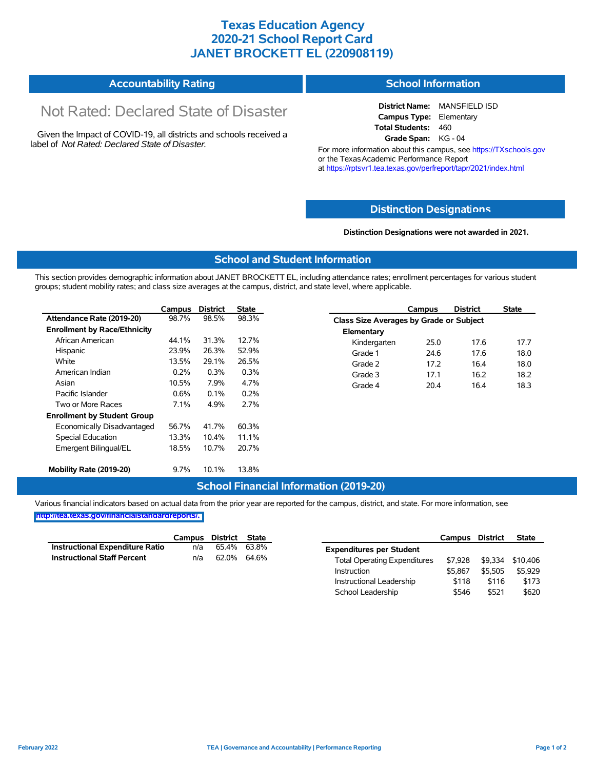# Texas Education Agency
# 2020-21 School Report Card
# JANET BROCKETT EL (220908119)

## Accountability Rating

Not Rated: Declared State of Disaster

Given the Impact of COVID-19, all districts and schools received a label of *Not Rated: Declared State of Disaster*.

## School Information

**District Name:** MANSFIELD ISD
**Campus Type:** Elementary
**Total Students:** 460
**Grade Span:** KG - 04

For more information about this campus, see https://TXschools.gov or the Texas Academic Performance Report at https://rptsvr1.tea.texas.gov/perfreport/tapr/2021/index.html

## Distinction Designations

**Distinction Designations were not awarded in 2021.**

## School and Student Information

This section provides demographic information about JANET BROCKETT EL, including attendance rates; enrollment percentages for various student groups; student mobility rates; and class size averages at the campus, district, and state level, where applicable.

| | Campus | District | State |
|---|---|---|---|
| **Attendance Rate (2019-20)** | 98.7% | 98.5% | 98.3% |
| **Enrollment by Race/Ethnicity** | | | |
| African American | 44.1% | 31.3% | 12.7% |
| Hispanic | 23.9% | 26.3% | 52.9% |
| White | 13.5% | 29.1% | 26.5% |
| American Indian | 0.2% | 0.3% | 0.3% |
| Asian | 10.5% | 7.9% | 4.7% |
| Pacific Islander | 0.6% | 0.1% | 0.2% |
| Two or More Races | 7.1% | 4.9% | 2.7% |
| **Enrollment by Student Group** | | | |
| Economically Disadvantaged | 56.7% | 41.7% | 60.3% |
| Special Education | 13.3% | 10.4% | 11.1% |
| Emergent Bilingual/EL | 18.5% | 10.7% | 20.7% |
| **Mobility Rate (2019-20)** | 9.7% | 10.1% | 13.8% |

| | Campus | District | State |
|---|---|---|---|
| **Class Size Averages by Grade or Subject** | | | |
| **Elementary** | | | |
| Kindergarten | 25.0 | 17.6 | 17.7 |
| Grade 1 | 24.6 | 17.6 | 18.0 |
| Grade 2 | 17.2 | 16.4 | 18.0 |
| Grade 3 | 17.1 | 16.2 | 18.2 |
| Grade 4 | 20.4 | 16.4 | 18.3 |

## School Financial Information (2019-20)

Various financial indicators based on actual data from the prior year are reported for the campus, district, and state. For more information, see http://tea.texas.gov/financialstandardreports/.

| | Campus | District | State |
|---|---|---|---|
| **Instructional Expenditure Ratio** | n/a | 65.4% | 63.8% |
| **Instructional Staff Percent** | n/a | 62.0% | 64.6% |

| | Campus | District | State |
|---|---|---|---|
| **Expenditures per Student** | | | |
| Total Operating Expenditures | $7,928 | $9,334 | $10,406 |
| Instruction | $5,867 | $5,505 | $5,929 |
| Instructional Leadership | $118 | $116 | $173 |
| School Leadership | $546 | $521 | $620 |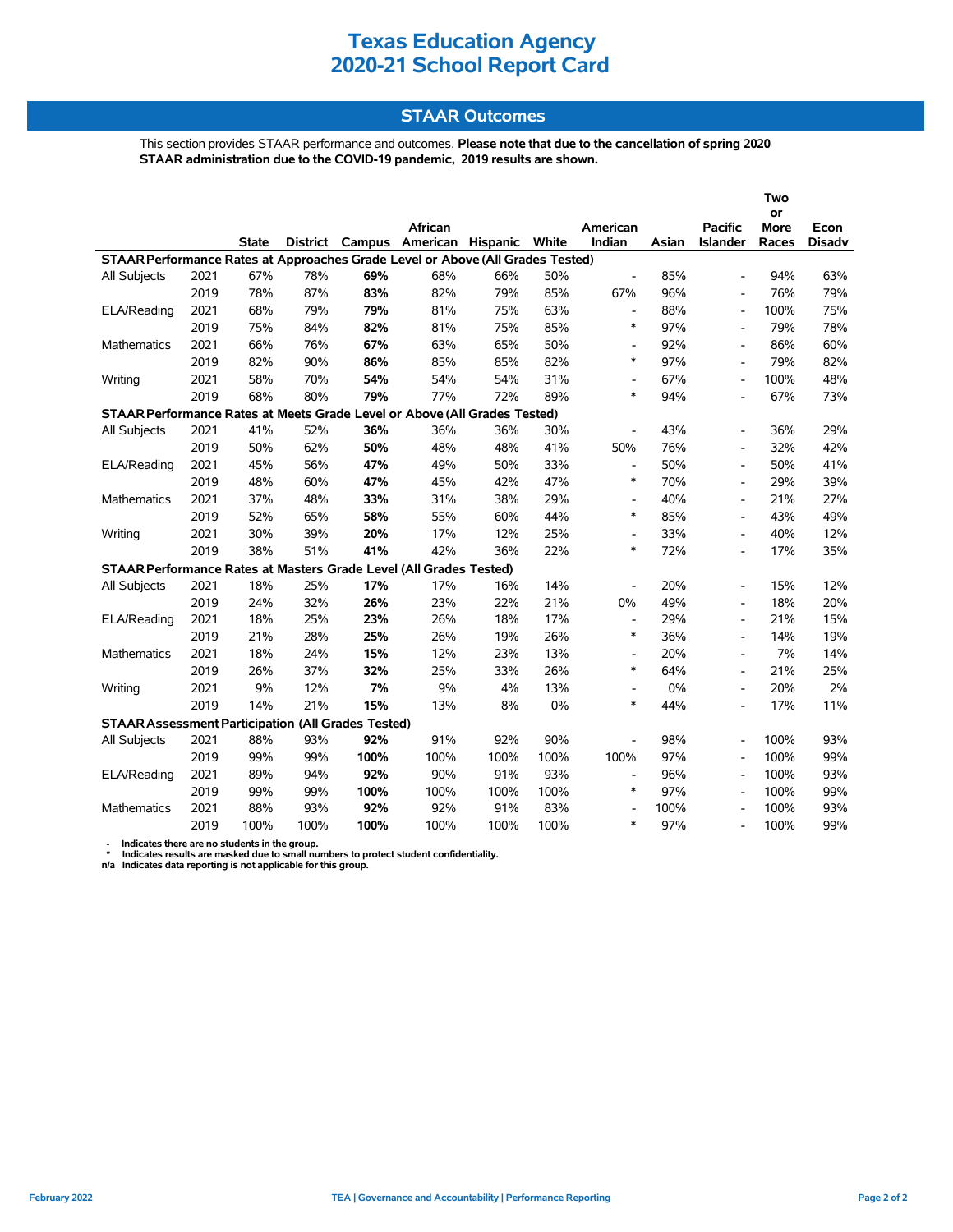# Texas Education Agency
# 2020-21 School Report Card

## STAAR Outcomes

This section provides STAAR performance and outcomes. **Please note that due to the cancellation of spring 2020 STAAR administration due to the COVID-19 pandemic, 2019 results are shown.**

| | | State | District | Campus | African American | Hispanic | White | American Indian | Asian | Pacific Islander | Two or More Races | Econ Disadv |
|---|---|---|---|---|---|---|---|---|---|---|---|---|
| **STAAR Performance Rates at Approaches Grade Level or Above (All Grades Tested)** | | | | | | | | | | | | |
| All Subjects | 2021 | 67% | 78% | **69%** | 68% | 66% | 50% | - | 85% | - | 94% | 63% |
| | 2019 | 78% | 87% | **83%** | 82% | 79% | 85% | 67% | 96% | - | 76% | 79% |
| ELA/Reading | 2021 | 68% | 79% | **79%** | 81% | 75% | 63% | - | 88% | - | 100% | 75% |
| | 2019 | 75% | 84% | **82%** | 81% | 75% | 85% | * | 97% | - | 79% | 78% |
| Mathematics | 2021 | 66% | 76% | **67%** | 63% | 65% | 50% | - | 92% | - | 86% | 60% |
| | 2019 | 82% | 90% | **86%** | 85% | 85% | 82% | * | 97% | - | 79% | 82% |
| Writing | 2021 | 58% | 70% | **54%** | 54% | 54% | 31% | - | 67% | - | 100% | 48% |
| | 2019 | 68% | 80% | **79%** | 77% | 72% | 89% | * | 94% | - | 67% | 73% |
| **STAAR Performance Rates at Meets Grade Level or Above (All Grades Tested)** | | | | | | | | | | | | |
| All Subjects | 2021 | 41% | 52% | **36%** | 36% | 36% | 30% | - | 43% | - | 36% | 29% |
| | 2019 | 50% | 62% | **50%** | 48% | 48% | 41% | 50% | 76% | - | 32% | 42% |
| ELA/Reading | 2021 | 45% | 56% | **47%** | 49% | 50% | 33% | - | 50% | - | 50% | 41% |
| | 2019 | 48% | 60% | **47%** | 45% | 42% | 47% | * | 70% | - | 29% | 39% |
| Mathematics | 2021 | 37% | 48% | **33%** | 31% | 38% | 29% | - | 40% | - | 21% | 27% |
| | 2019 | 52% | 65% | **58%** | 55% | 60% | 44% | * | 85% | - | 43% | 49% |
| Writing | 2021 | 30% | 39% | **20%** | 17% | 12% | 25% | - | 33% | - | 40% | 12% |
| | 2019 | 38% | 51% | **41%** | 42% | 36% | 22% | * | 72% | - | 17% | 35% |
| **STAAR Performance Rates at Masters Grade Level (All Grades Tested)** | | | | | | | | | | | | |
| All Subjects | 2021 | 18% | 25% | **17%** | 17% | 16% | 14% | - | 20% | - | 15% | 12% |
| | 2019 | 24% | 32% | **26%** | 23% | 22% | 21% | 0% | 49% | - | 18% | 20% |
| ELA/Reading | 2021 | 18% | 25% | **23%** | 26% | 18% | 17% | - | 29% | - | 21% | 15% |
| | 2019 | 21% | 28% | **25%** | 26% | 19% | 26% | * | 36% | - | 14% | 19% |
| Mathematics | 2021 | 18% | 24% | **15%** | 12% | 23% | 13% | - | 20% | - | 7% | 14% |
| | 2019 | 26% | 37% | **32%** | 25% | 33% | 26% | * | 64% | - | 21% | 25% |
| Writing | 2021 | 9% | 12% | **7%** | 9% | 4% | 13% | - | 0% | - | 20% | 2% |
| | 2019 | 14% | 21% | **15%** | 13% | 8% | 0% | * | 44% | - | 17% | 11% |
| **STAAR Assessment Participation (All Grades Tested)** | | | | | | | | | | | | |
| All Subjects | 2021 | 88% | 93% | **92%** | 91% | 92% | 90% | - | 98% | - | 100% | 93% |
| | 2019 | 99% | 99% | **100%** | 100% | 100% | 100% | 100% | 97% | - | 100% | 99% |
| ELA/Reading | 2021 | 89% | 94% | **92%** | 90% | 91% | 93% | - | 96% | - | 100% | 93% |
| | 2019 | 99% | 99% | **100%** | 100% | 100% | 100% | * | 97% | - | 100% | 99% |
| Mathematics | 2021 | 88% | 93% | **92%** | 92% | 91% | 83% | - | 100% | - | 100% | 93% |
| | 2019 | 100% | 100% | **100%** | 100% | 100% | 100% | * | 97% | - | 100% | 99% |

**-** Indicates there are no students in the group.
**\*** Indicates results are masked due to small numbers to protect student confidentiality.
**n/a** Indicates data reporting is not applicable for this group.

February 2022 — TEA | Governance and Accountability | Performance Reporting